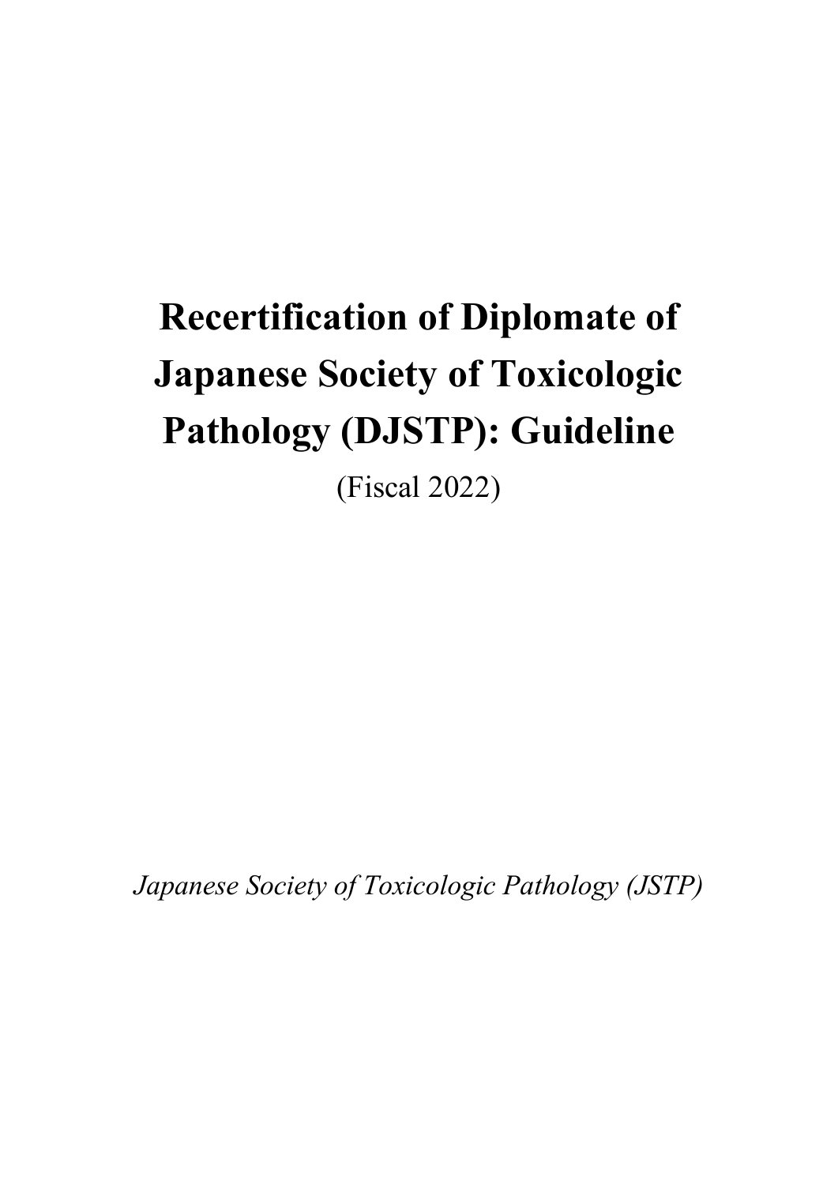# Recertification of Diplomate of Japanese Society of Toxicologic Pathology (DJSTP): Guideline

(Fiscal 2022)

*Japanese Society of Toxicologic Pathology (JSTP)*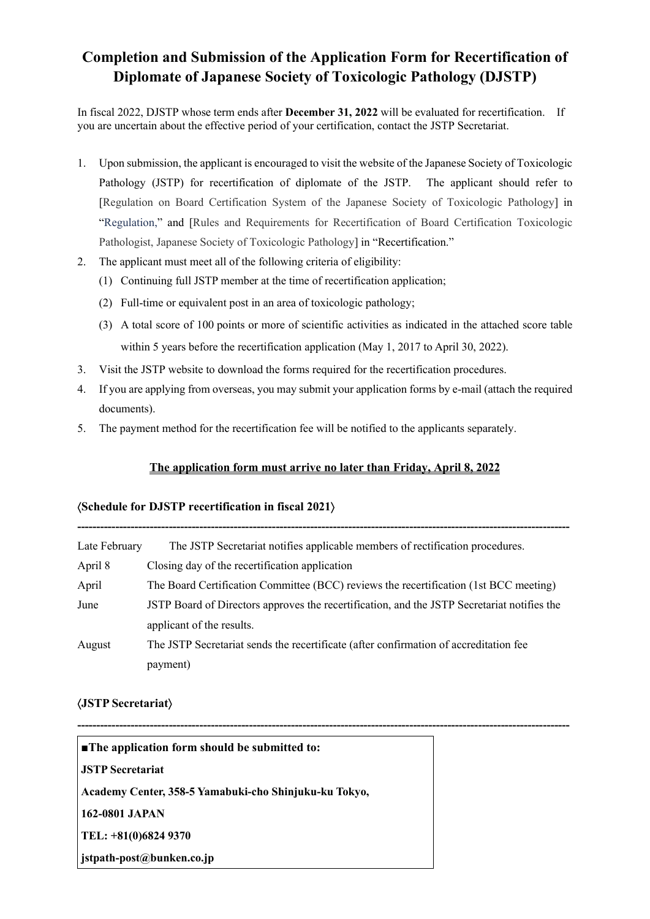# Completion and Submission of the Application Form for Recertification of Diplomate of Japanese Society of Toxicologic Pathology (DJSTP)

In fiscal 2022, DJSTP whose term ends after **December 31, 2022** will be evaluated for recertification. If you are uncertain about the effective period of your certification, contact the JSTP Secretariat.

1. Upon submission, the applicant is encouraged to visit the website of the Japanese Society of Toxicologic Pathology (JSTP) for recertification of diplomate of the JSTP. The applicant should refer to [Regulation on Board Certification System of the Japanese Society of Toxicologic Pathology] in "Regulation," and [Rules and Requirements for Recertification of Board Certification Toxicologic Pathologist, Japanese Society of Toxicologic Pathology] in "Recertification."
2. The applicant must meet all of the following criteria of eligibility:
   (1) Continuing full JSTP member at the time of recertification application;
   (2) Full-time or equivalent post in an area of toxicologic pathology;
   (3) A total score of 100 points or more of scientific activities as indicated in the attached score table within 5 years before the recertification application (May 1, 2017 to April 30, 2022).
3. Visit the JSTP website to download the forms required for the recertification procedures.
4. If you are applying from overseas, you may submit your application forms by e-mail (attach the required documents).
5. The payment method for the recertification fee will be notified to the applicants separately.

**<u>The application form must arrive no later than Friday, April 8, 2022</u>**

### 〈Schedule for DJSTP recertification in fiscal 2021〉

---

| | |
|---|---|
| Late February | The JSTP Secretariat notifies applicable members of rectification procedures. |
| April 8 | Closing day of the recertification application |
| April | The Board Certification Committee (BCC) reviews the recertification (1st BCC meeting) |
| June | JSTP Board of Directors approves the recertification, and the JSTP Secretariat notifies the applicant of the results. |
| August | The JSTP Secretariat sends the recertificate (after confirmation of accreditation fee payment) |

### 〈JSTP Secretariat〉

---

**■The application form should be submitted to:**

**JSTP Secretariat**

**Academy Center, 358-5 Yamabuki-cho Shinjuku-ku Tokyo,**

**162-0801 JAPAN**

**TEL: +81(0)6824 9370**

**jstpath-post@bunken.co.jp**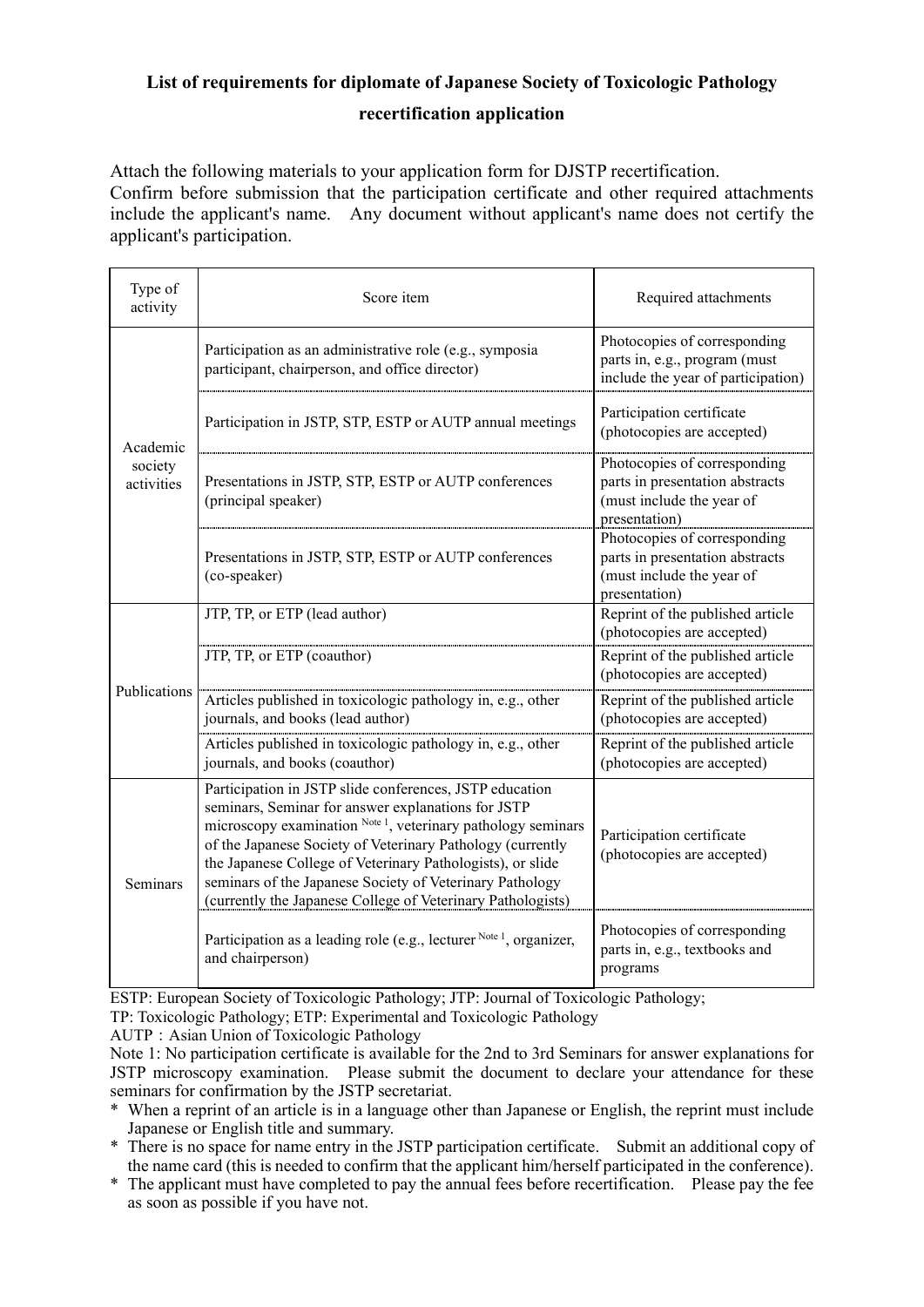# List of requirements for diplomate of Japanese Society of Toxicologic Pathology recertification application

Attach the following materials to your application form for DJSTP recertification.
Confirm before submission that the participation certificate and other required attachments include the applicant's name. Any document without applicant's name does not certify the applicant's participation.

| Type of activity | Score item | Required attachments |
|---|---|---|
| Academic society activities | Participation as an administrative role (e.g., symposia participant, chairperson, and office director) | Photocopies of corresponding parts in, e.g., program (must include the year of participation) |
| | Participation in JSTP, STP, ESTP or AUTP annual meetings | Participation certificate (photocopies are accepted) |
| | Presentations in JSTP, STP, ESTP or AUTP conferences (principal speaker) | Photocopies of corresponding parts in presentation abstracts (must include the year of presentation) |
| | Presentations in JSTP, STP, ESTP or AUTP conferences (co-speaker) | Photocopies of corresponding parts in presentation abstracts (must include the year of presentation) |
| Publications | JTP, TP, or ETP (lead author) | Reprint of the published article (photocopies are accepted) |
| | JTP, TP, or ETP (coauthor) | Reprint of the published article (photocopies are accepted) |
| | Articles published in toxicologic pathology in, e.g., other journals, and books (lead author) | Reprint of the published article (photocopies are accepted) |
| | Articles published in toxicologic pathology in, e.g., other journals, and books (coauthor) | Reprint of the published article (photocopies are accepted) |
| Seminars | Participation in JSTP slide conferences, JSTP education seminars, Seminar for answer explanations for JSTP microscopy examination [Note 1], veterinary pathology seminars of the Japanese Society of Veterinary Pathology (currently the Japanese College of Veterinary Pathologists), or slide seminars of the Japanese Society of Veterinary Pathology (currently the Japanese College of Veterinary Pathologists) | Participation certificate (photocopies are accepted) |
| | Participation as a leading role (e.g., lecturer [Note 1], organizer, and chairperson) | Photocopies of corresponding parts in, e.g., textbooks and programs |

ESTP: European Society of Toxicologic Pathology; JTP: Journal of Toxicologic Pathology;
TP: Toxicologic Pathology; ETP: Experimental and Toxicologic Pathology
AUTP：Asian Union of Toxicologic Pathology

Note 1: No participation certificate is available for the 2nd to 3rd Seminars for answer explanations for JSTP microscopy examination. Please submit the document to declare your attendance for these seminars for confirmation by the JSTP secretariat.

* When a reprint of an article is in a language other than Japanese or English, the reprint must include Japanese or English title and summary.
* There is no space for name entry in the JSTP participation certificate. Submit an additional copy of the name card (this is needed to confirm that the applicant him/herself participated in the conference).
* The applicant must have completed to pay the annual fees before recertification. Please pay the fee as soon as possible if you have not.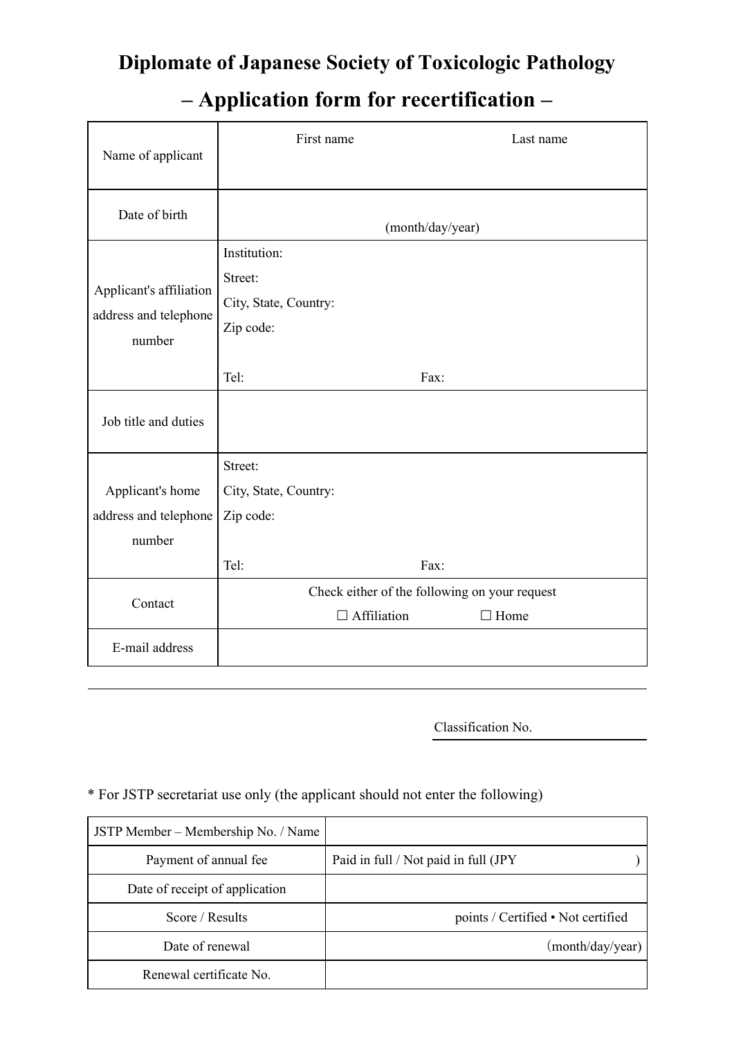# Diplomate of Japanese Society of Toxicologic Pathology

## – Application form for recertification –

| Name of applicant | First name / Last name |
|---|---|
| Date of birth | (month/day/year) |
| Applicant's affiliation address and telephone number | Institution:<br>Street:<br>City, State, Country:<br>Zip code:<br><br>Tel: Fax: |
| Job title and duties | |
| Applicant's home address and telephone number | Street:<br>City, State, Country:<br>Zip code:<br><br>Tel: Fax: |
| Contact | Check either of the following on your request<br>☐ Affiliation ☐ Home |
| E-mail address | |

---

Classification No. ____________

\* For JSTP secretariat use only (the applicant should not enter the following)

| JSTP Member – Membership No. / Name | |
|---|---|
| Payment of annual fee | Paid in full / Not paid in full (JPY ) |
| Date of receipt of application | |
| Score / Results | points / Certified • Not certified |
| Date of renewal | (month/day/year) |
| Renewal certificate No. | |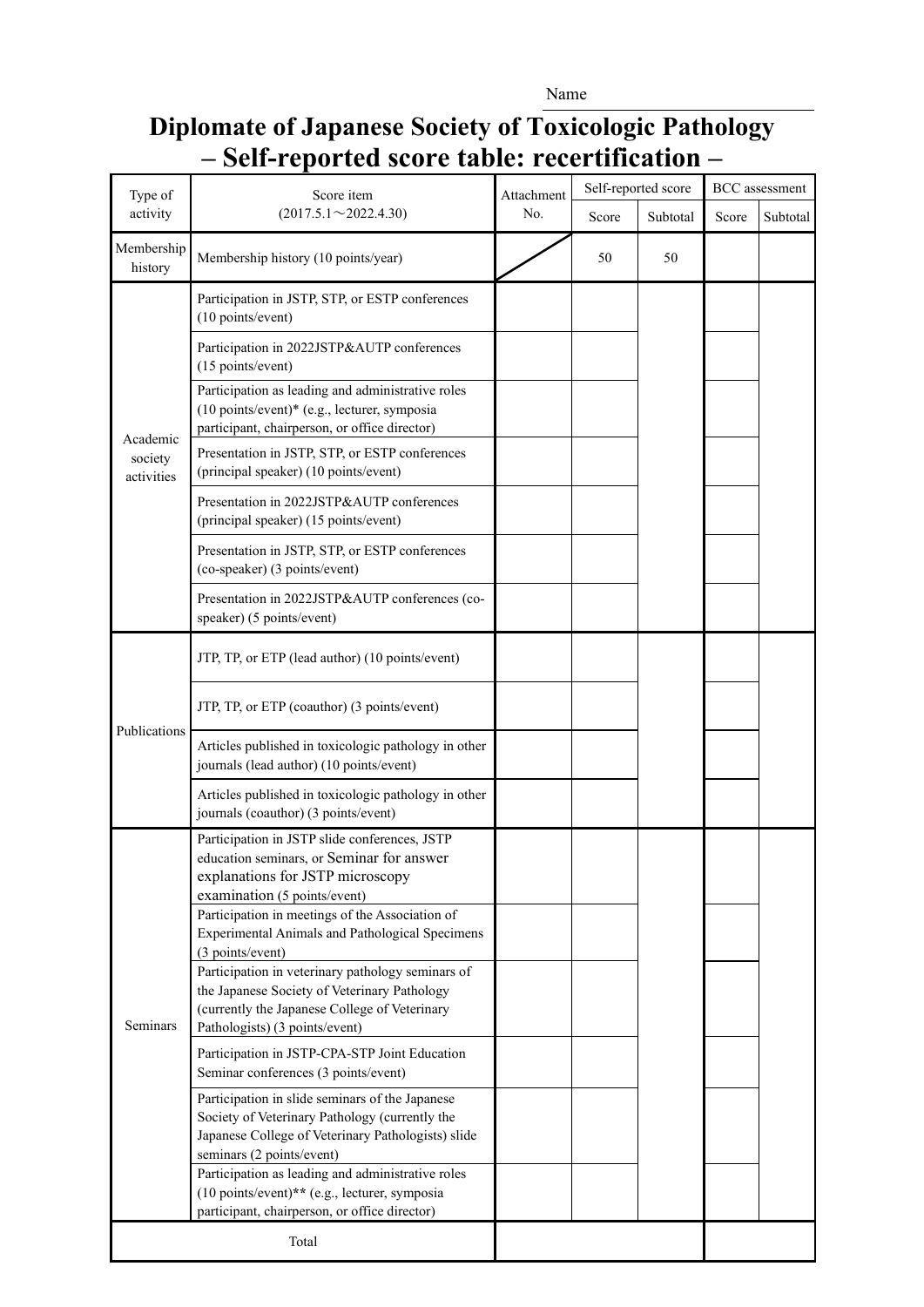Name

# Diplomate of Japanese Society of Toxicologic Pathology
## – Self-reported score table: recertification –

| Type of activity | Score item (2017.5.1～2022.4.30) | Attachment No. | Self-reported score | | BCC assessment | |
|---|---|---|---|---|---|---|
| | | | Score | Subtotal | Score | Subtotal |
| Membership history | Membership history (10 points/year) | | 50 | 50 | | |
| Academic society activities | Participation in JSTP, STP, or ESTP conferences (10 points/event) | | | | | |
| | Participation in 2022JSTP&AUTP conferences (15 points/event) | | | | | |
| | Participation as leading and administrative roles (10 points/event)* (e.g., lecturer, symposia participant, chairperson, or office director) | | | | | |
| | Presentation in JSTP, STP, or ESTP conferences (principal speaker) (10 points/event) | | | | | |
| | Presentation in 2022JSTP&AUTP conferences (principal speaker) (15 points/event) | | | | | |
| | Presentation in JSTP, STP, or ESTP conferences (co-speaker) (3 points/event) | | | | | |
| | Presentation in 2022JSTP&AUTP conferences (co-speaker) (5 points/event) | | | | | |
| Publications | JTP, TP, or ETP (lead author) (10 points/event) | | | | | |
| | JTP, TP, or ETP (coauthor) (3 points/event) | | | | | |
| | Articles published in toxicologic pathology in other journals (lead author) (10 points/event) | | | | | |
| | Articles published in toxicologic pathology in other journals (coauthor) (3 points/event) | | | | | |
| Seminars | Participation in JSTP slide conferences, JSTP education seminars, or Seminar for answer explanations for JSTP microscopy examination (5 points/event) | | | | | |
| | Participation in meetings of the Association of Experimental Animals and Pathological Specimens (3 points/event) | | | | | |
| | Participation in veterinary pathology seminars of the Japanese Society of Veterinary Pathology (currently the Japanese College of Veterinary Pathologists) (3 points/event) | | | | | |
| | Participation in JSTP-CPA-STP Joint Education Seminar conferences (3 points/event) | | | | | |
| | Participation in slide seminars of the Japanese Society of Veterinary Pathology (currently the Japanese College of Veterinary Pathologists) slide seminars (2 points/event) | | | | | |
| | Participation as leading and administrative roles (10 points/event)** (e.g., lecturer, symposia participant, chairperson, or office director) | | | | | |
| Total | | | | | | |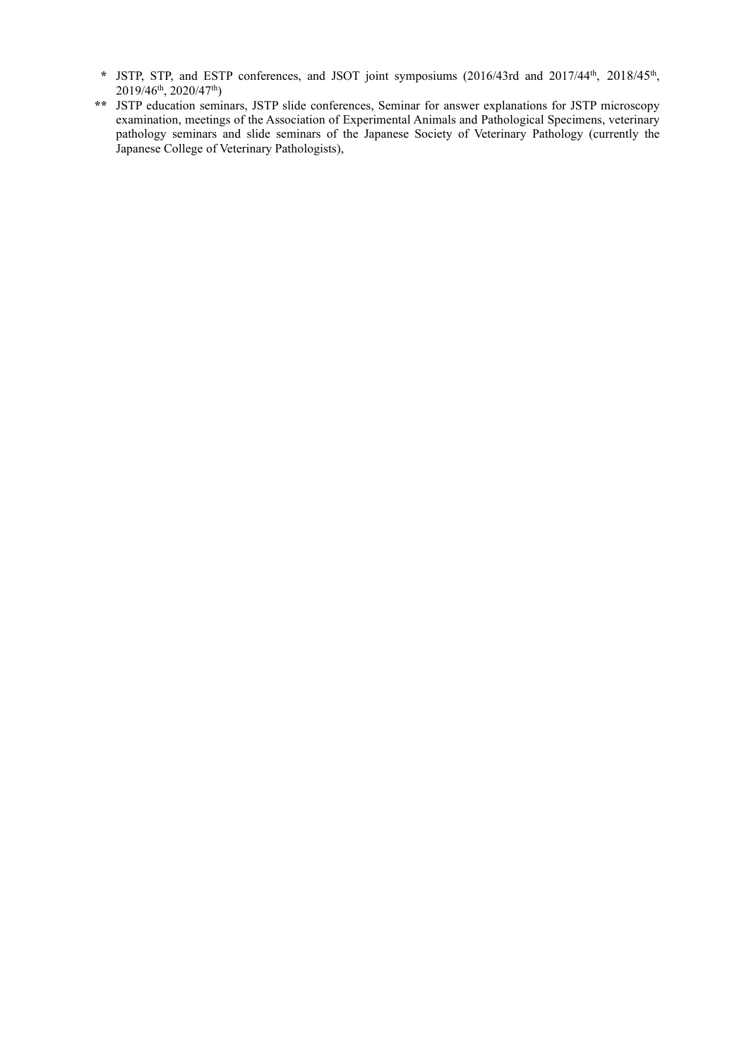* JSTP, STP, and ESTP conferences, and JSOT joint symposiums (2016/43rd and 2017/44th, 2018/45th, 2019/46th, 2020/47th)

** JSTP education seminars, JSTP slide conferences, Seminar for answer explanations for JSTP microscopy examination, meetings of the Association of Experimental Animals and Pathological Specimens, veterinary pathology seminars and slide seminars of the Japanese Society of Veterinary Pathology (currently the Japanese College of Veterinary Pathologists),